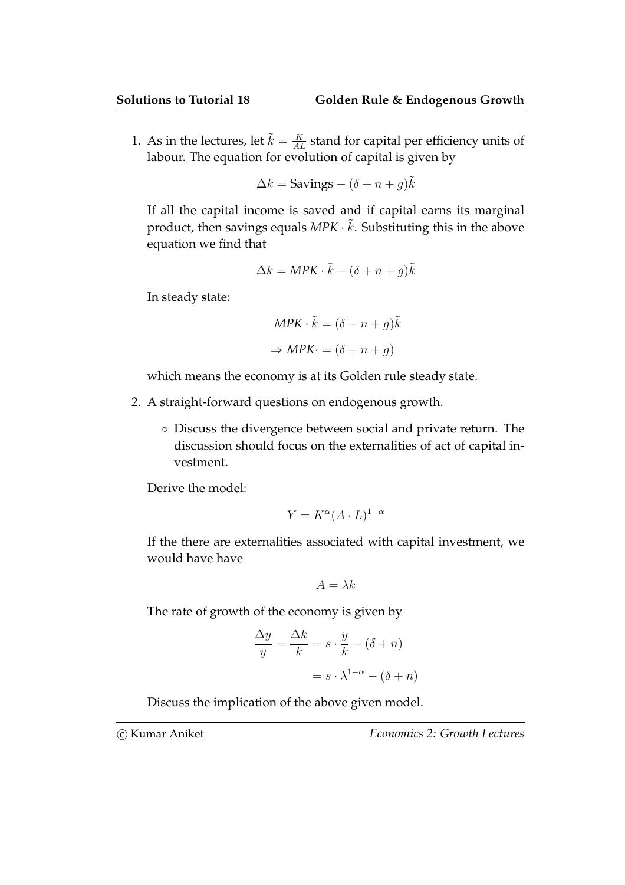1. As in the lectures, let $\tilde{k} = \frac{K}{AL}$ stand for capital per efficiency units of labour. The equation for evolution of capital is given by

$$\Delta k = \text{Savings} - (\delta + n + g)\tilde{k}$$

If all the capital income is saved and if capital earns its marginal product, then savings equals $MPK \cdot \tilde{k}$. Substituting this in the above equation we find that

$$\Delta k = MPK \cdot \tilde{k} - (\delta + n + g)\tilde{k}$$

In steady state:

$$MPK \cdot \tilde{k} = (\delta + n + g)\tilde{k}$$

$$\Rightarrow MPK \cdot = (\delta + n + g)$$

which means the economy is at its Golden rule steady state.

2. A straight-forward questions on endogenous growth.

   - Discuss the divergence between social and private return. The discussion should focus on the externalities of act of capital investment.

Derive the model:

$$Y = K^{\alpha}(A \cdot L)^{1-\alpha}$$

If the there are externalities associated with capital investment, we would have have

$$A = \lambda k$$

The rate of growth of the economy is given by

$$\frac{\Delta y}{y} = \frac{\Delta k}{k} = s \cdot \frac{y}{k} - (\delta + n)$$

$$= s \cdot \lambda^{1-\alpha} - (\delta + n)$$

Discuss the implication of the above given model.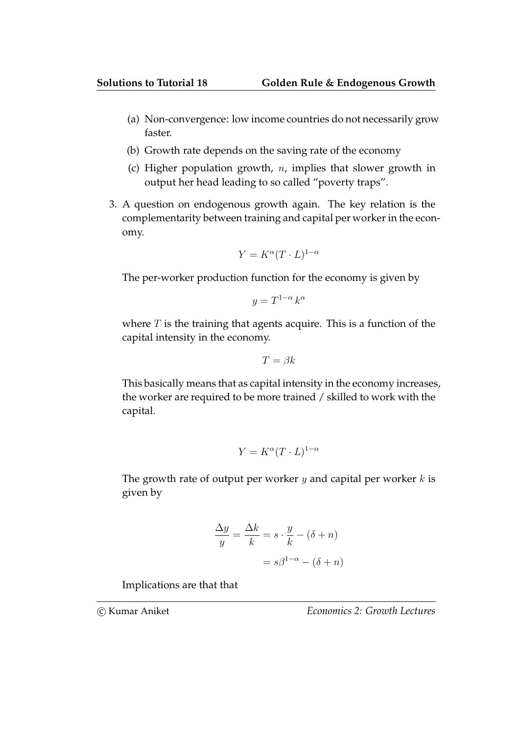(a) Non-convergence: low income countries do not necessarily grow faster.

(b) Growth rate depends on the saving rate of the economy

(c) Higher population growth, $n$, implies that slower growth in output her head leading to so called "poverty traps".

3. A question on endogenous growth again. The key relation is the complementarity between training and capital per worker in the economy.

$$Y = K^{\alpha}(T \cdot L)^{1-\alpha}$$

The per-worker production function for the economy is given by

$$y = T^{1-\alpha}\, k^{\alpha}$$

where $T$ is the training that agents acquire. This is a function of the capital intensity in the economy.

$$T = \beta k$$

This basically means that as capital intensity in the economy increases, the worker are required to be more trained / skilled to work with the capital.

$$Y = K^{\alpha}(T \cdot L)^{1-\alpha}$$

The growth rate of output per worker $y$ and capital per worker $k$ is given by

$$\begin{aligned}\frac{\Delta y}{y} = \frac{\Delta k}{k} &= s \cdot \frac{y}{k} - (\delta + n) \\ &= s\beta^{1-\alpha} - (\delta + n)\end{aligned}$$

Implications are that that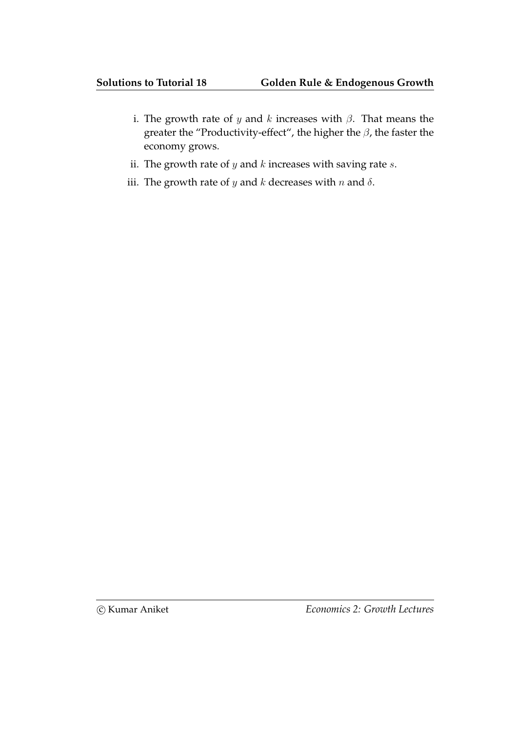i. The growth rate of $y$ and $k$ increases with $\beta$. That means the greater the "Productivity-effect", the higher the $\beta$, the faster the economy grows.

ii. The growth rate of $y$ and $k$ increases with saving rate $s$.

iii. The growth rate of $y$ and $k$ decreases with $n$ and $\delta$.